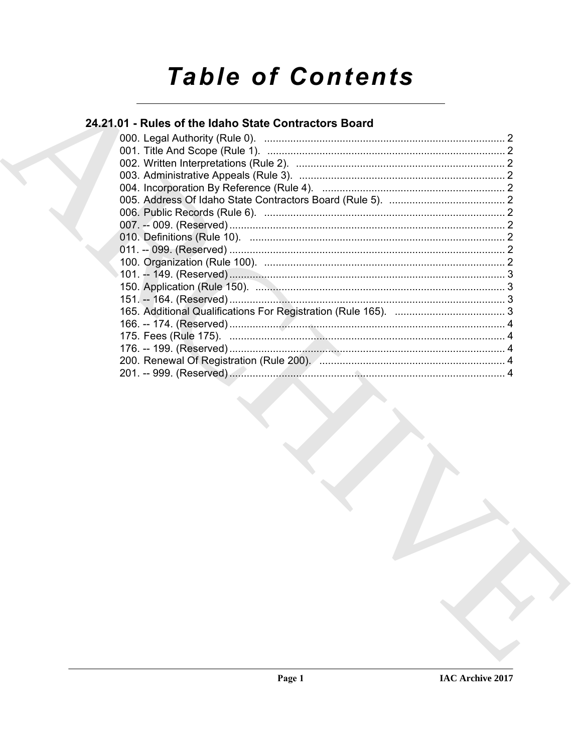# Table of Contents

## 24.21.01 - Rules of the Idaho State Contractors Board

000. Legal Authority (Rule 0). ..................................................................................... 2
001. Title And Scope (Rule 1). ..................................................................................... 2
002. Written Interpretations (Rule 2). ........................................................................ 2
003. Administrative Appeals (Rule 3). ....................................................................... 2
004. Incorporation By Reference (Rule 4). ............................................................... 2
005. Address Of Idaho State Contractors Board (Rule 5). ........................................ 2
006. Public Records (Rule 6). ..................................................................................... 2
007. -- 009. (Reserved) ................................................................................................ 2
010. Definitions (Rule 10). .......................................................................................... 2
011. -- 099. (Reserved) ................................................................................................ 2
100. Organization (Rule 100). ..................................................................................... 2
101. -- 149. (Reserved) ................................................................................................ 3
150. Application (Rule 150). ....................................................................................... 3
151. -- 164. (Reserved) ................................................................................................ 3
165. Additional Qualifications For Registration (Rule 165). ...................................... 3
166. -- 174. (Reserved) ................................................................................................ 4
175. Fees (Rule 175). .................................................................................................. 4
176. -- 199. (Reserved) ................................................................................................ 4
200. Renewal Of Registration (Rule 200). ................................................................. 4
201. -- 999. (Reserved) ................................................................................................ 4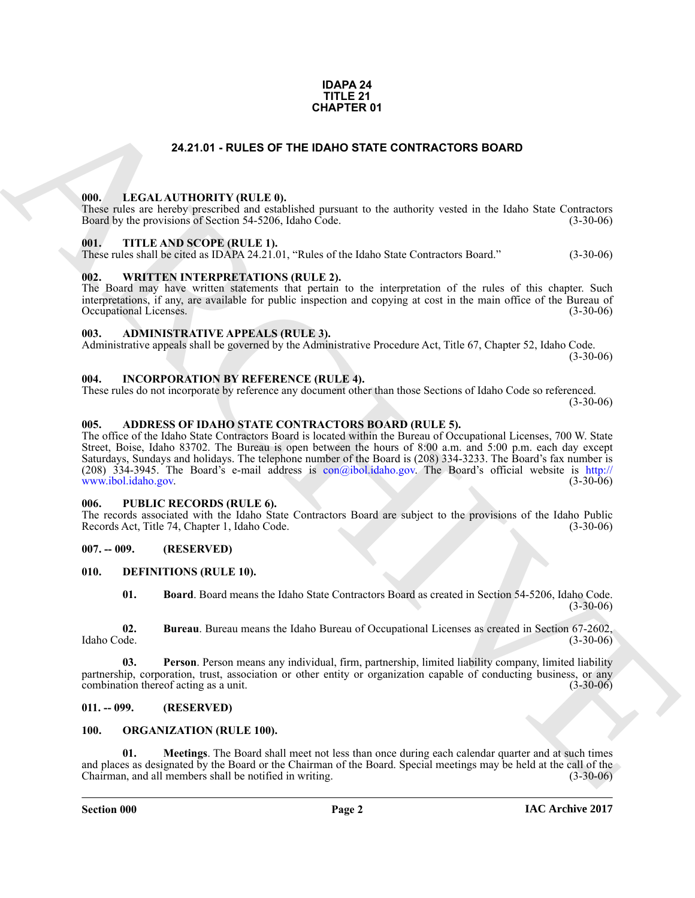**IDAPA 24**
**TITLE 21**
**CHAPTER 01**

# 24.21.01 - RULES OF THE IDAHO STATE CONTRACTORS BOARD

## 000. LEGAL AUTHORITY (RULE 0).

These rules are hereby prescribed and established pursuant to the authority vested in the Idaho State Contractors Board by the provisions of Section 54-5206, Idaho Code. (3-30-06)

## 001. TITLE AND SCOPE (RULE 1).

These rules shall be cited as IDAPA 24.21.01, "Rules of the Idaho State Contractors Board." (3-30-06)

## 002. WRITTEN INTERPRETATIONS (RULE 2).

The Board may have written statements that pertain to the interpretation of the rules of this chapter. Such interpretations, if any, are available for public inspection and copying at cost in the main office of the Bureau of Occupational Licenses. (3-30-06)

## 003. ADMINISTRATIVE APPEALS (RULE 3).

Administrative appeals shall be governed by the Administrative Procedure Act, Title 67, Chapter 52, Idaho Code. (3-30-06)

## 004. INCORPORATION BY REFERENCE (RULE 4).

These rules do not incorporate by reference any document other than those Sections of Idaho Code so referenced. (3-30-06)

## 005. ADDRESS OF IDAHO STATE CONTRACTORS BOARD (RULE 5).

The office of the Idaho State Contractors Board is located within the Bureau of Occupational Licenses, 700 W. State Street, Boise, Idaho 83702. The Bureau is open between the hours of 8:00 a.m. and 5:00 p.m. each day except Saturdays, Sundays and holidays. The telephone number of the Board is (208) 334-3233. The Board's fax number is (208) 334-3945. The Board's e-mail address is con@ibol.idaho.gov. The Board's official website is http://www.ibol.idaho.gov. (3-30-06)

## 006. PUBLIC RECORDS (RULE 6).

The records associated with the Idaho State Contractors Board are subject to the provisions of the Idaho Public Records Act, Title 74, Chapter 1, Idaho Code. (3-30-06)

## 007. -- 009. (RESERVED)

## 010. DEFINITIONS (RULE 10).

**01. Board**. Board means the Idaho State Contractors Board as created in Section 54-5206, Idaho Code. (3-30-06)

**02. Bureau**. Bureau means the Idaho Bureau of Occupational Licenses as created in Section 67-2602, Idaho Code. (3-30-06)

**03. Person**. Person means any individual, firm, partnership, limited liability company, limited liability partnership, corporation, trust, association or other entity or organization capable of conducting business, or any combination thereof acting as a unit. (3-30-06)

## 011. -- 099. (RESERVED)

## 100. ORGANIZATION (RULE 100).

**01. Meetings**. The Board shall meet not less than once during each calendar quarter and at such times and places as designated by the Board or the Chairman of the Board. Special meetings may be held at the call of the Chairman, and all members shall be notified in writing. (3-30-06)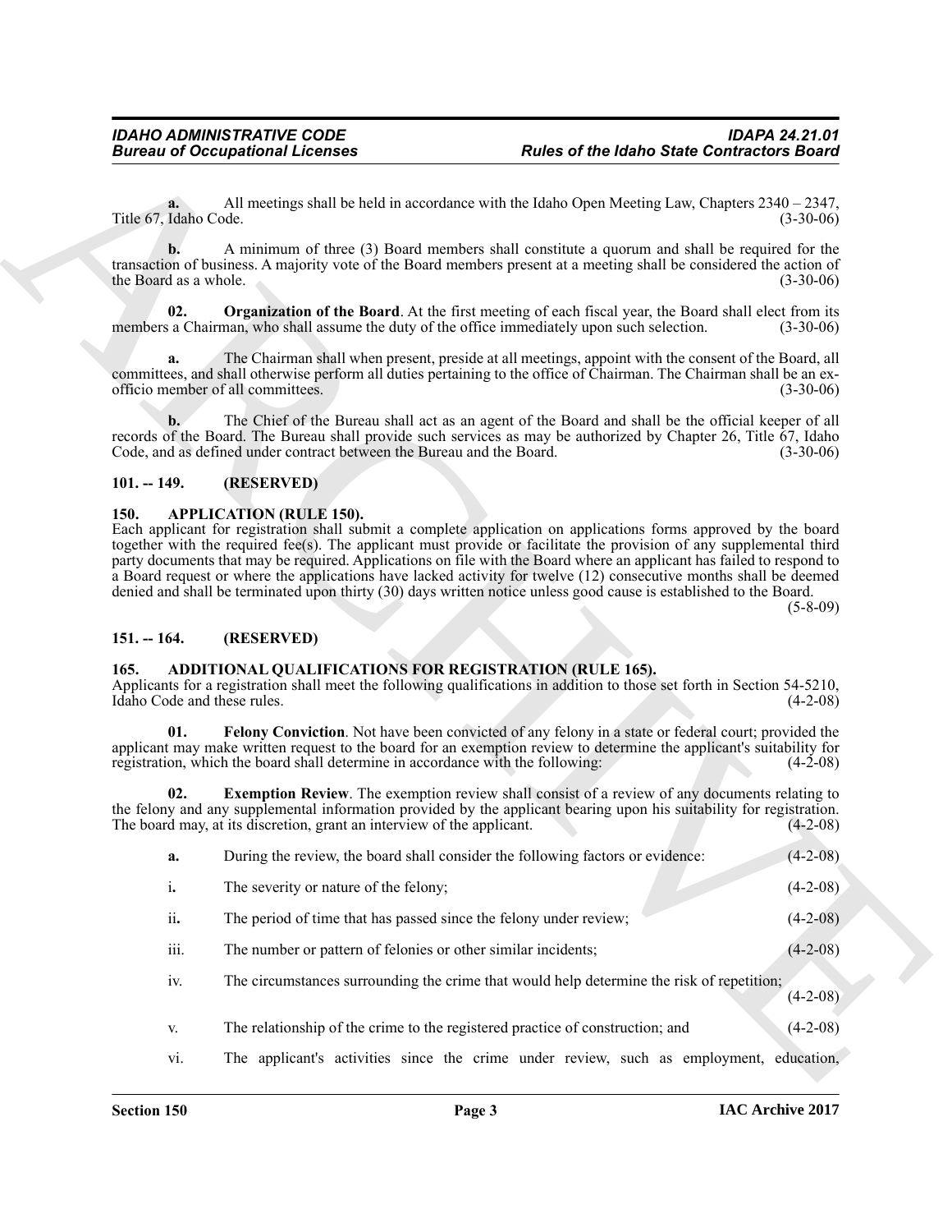**a.** All meetings shall be held in accordance with the Idaho Open Meeting Law, Chapters 2340 – 2347, Title 67, Idaho Code. (3-30-06)

**b.** A minimum of three (3) Board members shall constitute a quorum and shall be required for the transaction of business. A majority vote of the Board members present at a meeting shall be considered the action of the Board as a whole. (3-30-06)

**02. Organization of the Board**. At the first meeting of each fiscal year, the Board shall elect from its members a Chairman, who shall assume the duty of the office immediately upon such selection. (3-30-06)

**a.** The Chairman shall when present, preside at all meetings, appoint with the consent of the Board, all committees, and shall otherwise perform all duties pertaining to the office of Chairman. The Chairman shall be an ex-officio member of all committees. (3-30-06)

**b.** The Chief of the Bureau shall act as an agent of the Board and shall be the official keeper of all records of the Board. The Bureau shall provide such services as may be authorized by Chapter 26, Title 67, Idaho Code, and as defined under contract between the Bureau and the Board. (3-30-06)

## 101. -- 149. (RESERVED)

## 150. APPLICATION (RULE 150).

Each applicant for registration shall submit a complete application on applications forms approved by the board together with the required fee(s). The applicant must provide or facilitate the provision of any supplemental third party documents that may be required. Applications on file with the Board where an applicant has failed to respond to a Board request or where the applications have lacked activity for twelve (12) consecutive months shall be deemed denied and shall be terminated upon thirty (30) days written notice unless good cause is established to the Board. (5-8-09)

## 151. -- 164. (RESERVED)

## 165. ADDITIONAL QUALIFICATIONS FOR REGISTRATION (RULE 165).

Applicants for a registration shall meet the following qualifications in addition to those set forth in Section 54-5210, Idaho Code and these rules. (4-2-08)

**01. Felony Conviction**. Not have been convicted of any felony in a state or federal court; provided the applicant may make written request to the board for an exemption review to determine the applicant's suitability for registration, which the board shall determine in accordance with the following: (4-2-08)

**02. Exemption Review**. The exemption review shall consist of a review of any documents relating to the felony and any supplemental information provided by the applicant bearing upon his suitability for registration. The board may, at its discretion, grant an interview of the applicant. (4-2-08)

**a.** During the review, the board shall consider the following factors or evidence: (4-2-08)

i. The severity or nature of the felony; (4-2-08)

ii. The period of time that has passed since the felony under review; (4-2-08)

iii. The number or pattern of felonies or other similar incidents; (4-2-08)

iv. The circumstances surrounding the crime that would help determine the risk of repetition; (4-2-08)

v. The relationship of the crime to the registered practice of construction; and (4-2-08)

vi. The applicant's activities since the crime under review, such as employment, education,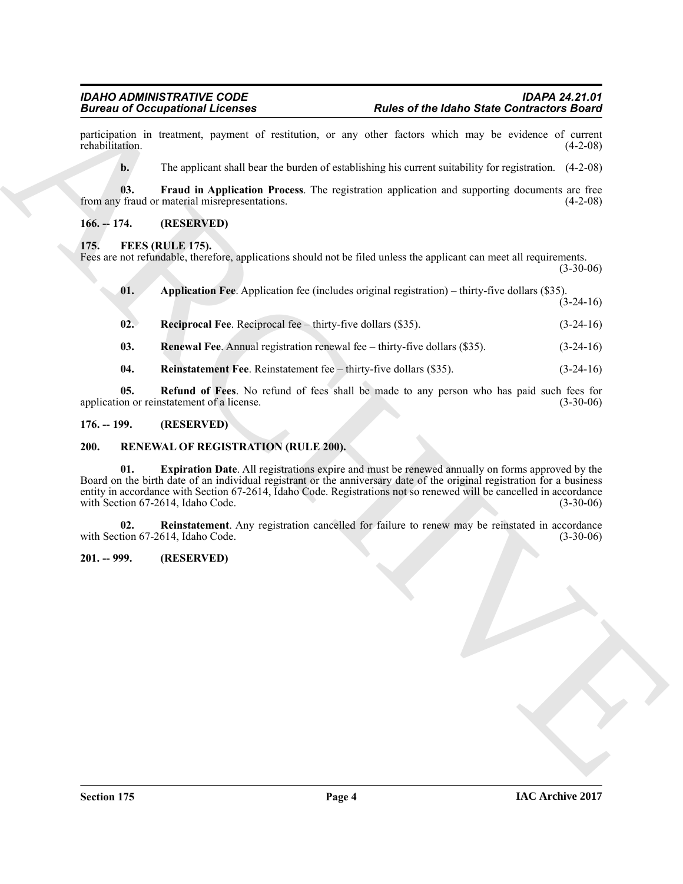participation in treatment, payment of restitution, or any other factors which may be evidence of current rehabilitation. (4-2-08)

**b.** The applicant shall bear the burden of establishing his current suitability for registration. (4-2-08)

**03. Fraud in Application Process**. The registration application and supporting documents are free from any fraud or material misrepresentations. (4-2-08)

## 166. -- 174. (RESERVED)

## 175. FEES (RULE 175).

Fees are not refundable, therefore, applications should not be filed unless the applicant can meet all requirements. (3-30-06)

**01. Application Fee**. Application fee (includes original registration) – thirty-five dollars ($35). (3-24-16)

**02. Reciprocal Fee**. Reciprocal fee – thirty-five dollars ($35). (3-24-16)

**03. Renewal Fee**. Annual registration renewal fee – thirty-five dollars ($35). (3-24-16)

**04. Reinstatement Fee**. Reinstatement fee – thirty-five dollars ($35). (3-24-16)

**05. Refund of Fees**. No refund of fees shall be made to any person who has paid such fees for application or reinstatement of a license. (3-30-06)

## 176. -- 199. (RESERVED)

## 200. RENEWAL OF REGISTRATION (RULE 200).

**01. Expiration Date**. All registrations expire and must be renewed annually on forms approved by the Board on the birth date of an individual registrant or the anniversary date of the original registration for a business entity in accordance with Section 67-2614, Idaho Code. Registrations not so renewed will be cancelled in accordance with Section 67-2614, Idaho Code. (3-30-06)

**02. Reinstatement**. Any registration cancelled for failure to renew may be reinstated in accordance with Section 67-2614, Idaho Code. (3-30-06)

## 201. -- 999. (RESERVED)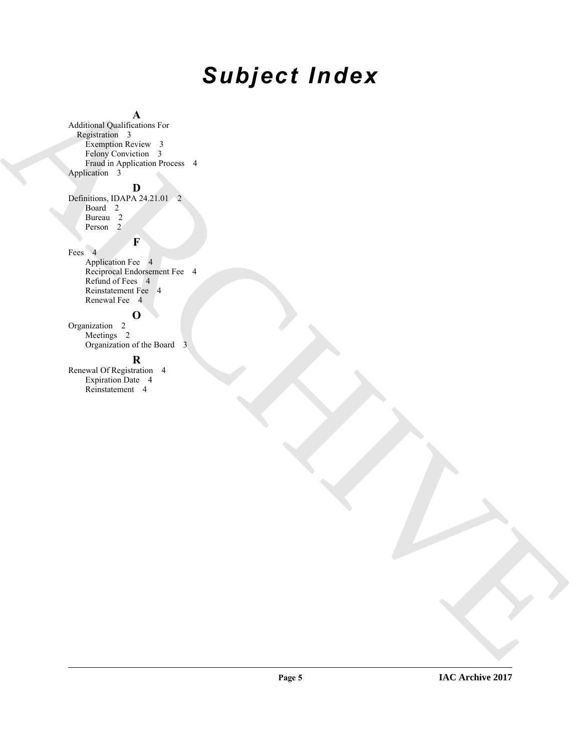# Subject Index

**A**

Additional Qualifications For Registration 3
- Exemption Review 3
- Felony Conviction 3
- Fraud in Application Process 4

Application 3

**D**

Definitions, IDAPA 24.21.01 2
- Board 2
- Bureau 2
- Person 2

**F**

Fees 4
- Application Fee 4
- Reciprocal Endorsement Fee 4
- Refund of Fees 4
- Reinstatement Fee 4
- Renewal Fee 4

**O**

Organization 2
- Meetings 2
- Organization of the Board 3

**R**

Renewal Of Registration 4
- Expiration Date 4
- Reinstatement 4